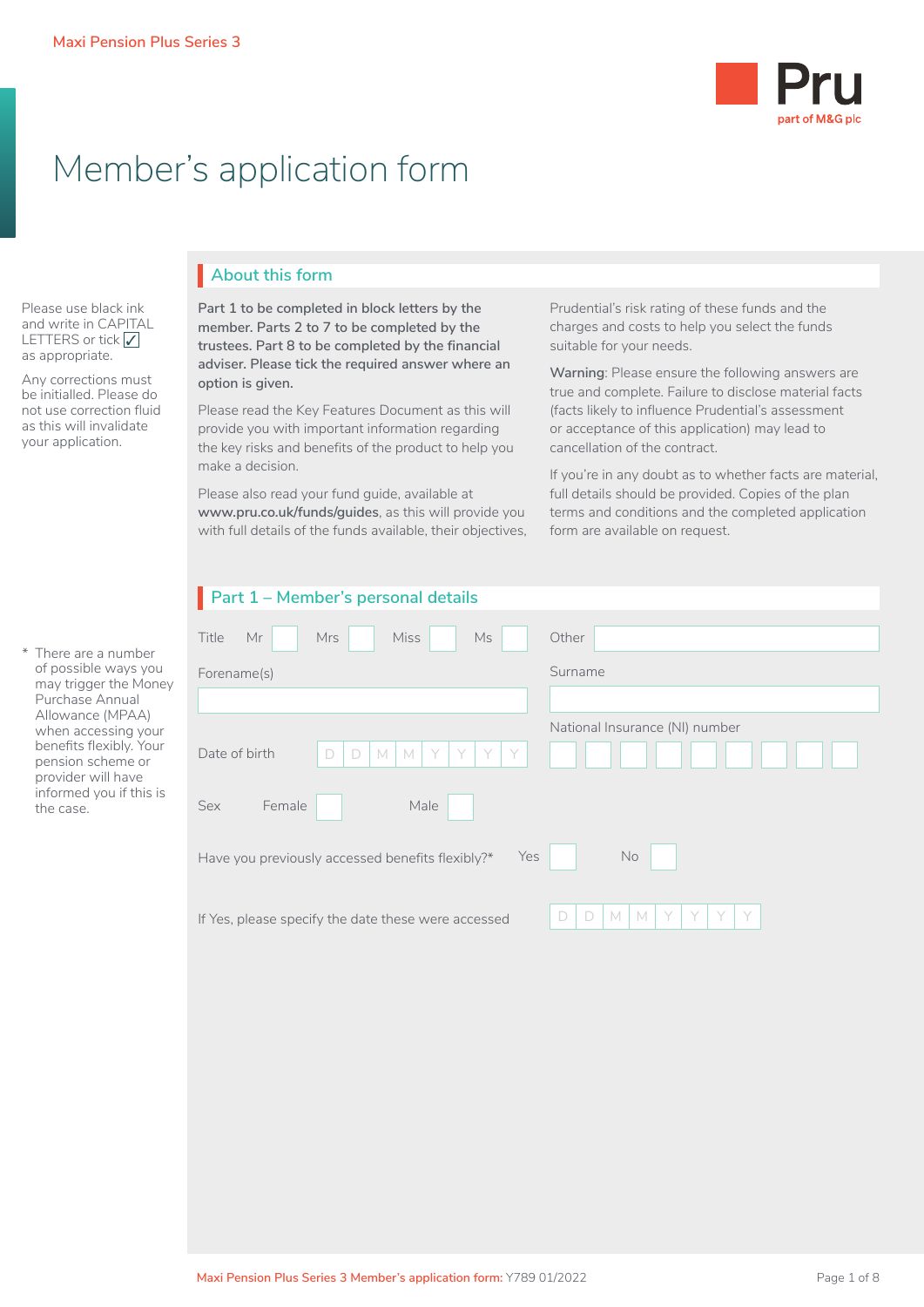Maxi Pension Plus Series 3

# Member's application form

Please use black ink and write in CAPITAL LETTERS or tick ✓ as appropriate.

Any corrections must be initialled. Please do not use correction fluid as this will invalidate your application.

## About this form

**Part 1 to be completed in block letters by the member. Parts 2 to 7 to be completed by the trustees. Part 8 to be completed by the financial adviser. Please tick the required answer where an option is given.**

Please read the Key Features Document as this will provide you with important information regarding the key risks and benefits of the product to help you make a decision.

Please also read your fund guide, available at **www.pru.co.uk/funds/guides**, as this will provide you with full details of the funds available, their objectives, Prudential's risk rating of these funds and the charges and costs to help you select the funds suitable for your needs.

**Warning**: Please ensure the following answers are true and complete. Failure to disclose material facts (facts likely to influence Prudential's assessment or acceptance of this application) may lead to cancellation of the contract.

If you're in any doubt as to whether facts are material, full details should be provided. Copies of the plan terms and conditions and the completed application form are available on request.

## Part 1 – Member's personal details

Title Mr ☐ Mrs ☐ Miss ☐ Ms ☐ Other ______

Forename(s) ______

Surname ______

Date of birth D D M M Y Y Y Y

National Insurance (NI) number ☐☐☐☐☐☐☐☐☐

Sex Female ☐ Male ☐

Have you previously accessed benefits flexibly?* Yes ☐ No ☐

If Yes, please specify the date these were accessed D D M M Y Y Y Y

\* There are a number of possible ways you may trigger the Money Purchase Annual Allowance (MPAA) when accessing your benefits flexibly. Your pension scheme or provider will have informed you if this is the case.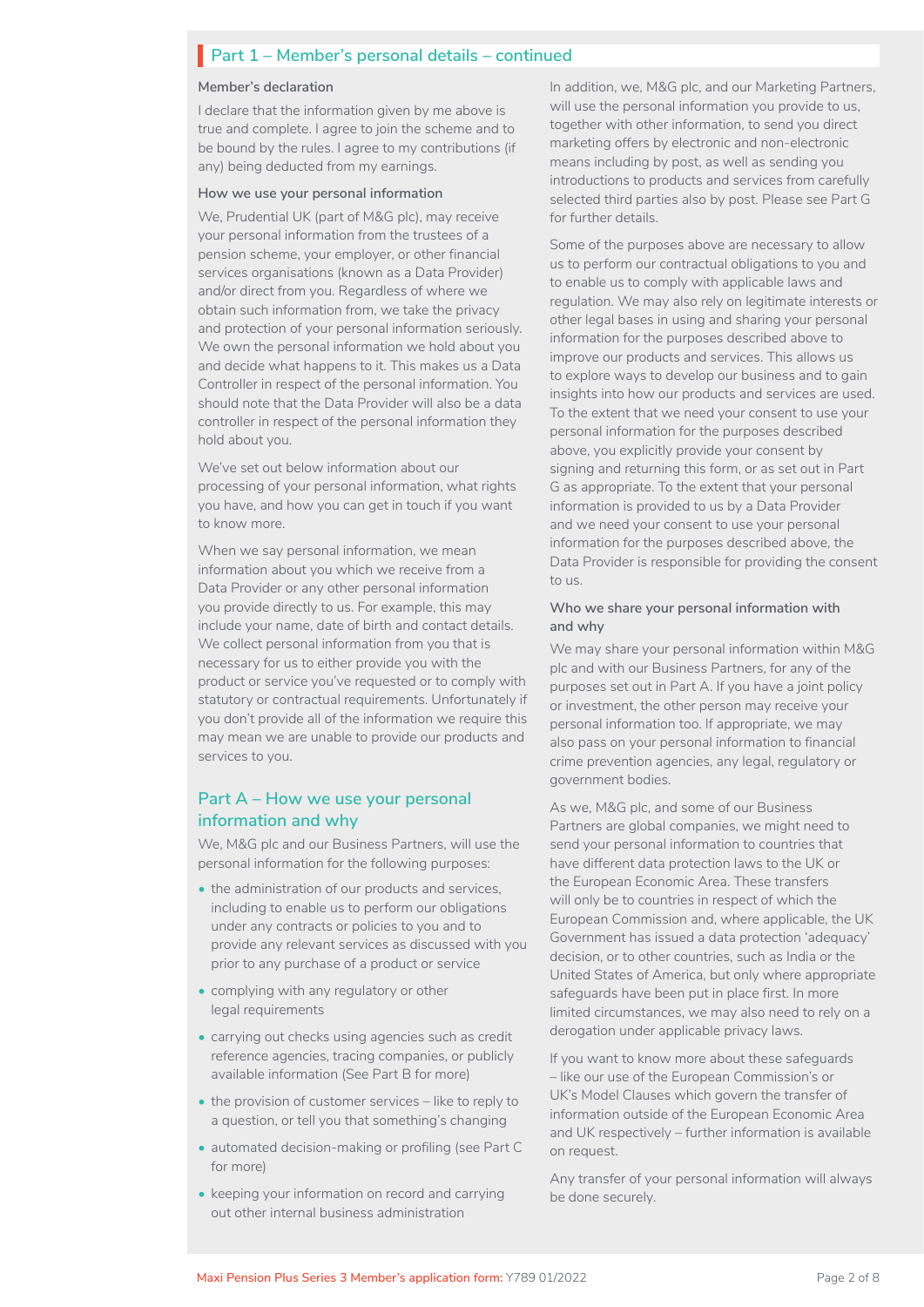## Part 1 – Member's personal details – continued

### Member's declaration

I declare that the information given by me above is true and complete. I agree to join the scheme and to be bound by the rules. I agree to my contributions (if any) being deducted from my earnings.

### How we use your personal information

We, Prudential UK (part of M&G plc), may receive your personal information from the trustees of a pension scheme, your employer, or other financial services organisations (known as a Data Provider) and/or direct from you. Regardless of where we obtain such information from, we take the privacy and protection of your personal information seriously. We own the personal information we hold about you and decide what happens to it. This makes us a Data Controller in respect of the personal information. You should note that the Data Provider will also be a data controller in respect of the personal information they hold about you.

We've set out below information about our processing of your personal information, what rights you have, and how you can get in touch if you want to know more.

When we say personal information, we mean information about you which we receive from a Data Provider or any other personal information you provide directly to us. For example, this may include your name, date of birth and contact details. We collect personal information from you that is necessary for us to either provide you with the product or service you've requested or to comply with statutory or contractual requirements. Unfortunately if you don't provide all of the information we require this may mean we are unable to provide our products and services to you.

## Part A – How we use your personal information and why

We, M&G plc and our Business Partners, will use the personal information for the following purposes:

- the administration of our products and services, including to enable us to perform our obligations under any contracts or policies to you and to provide any relevant services as discussed with you prior to any purchase of a product or service
- complying with any regulatory or other legal requirements
- carrying out checks using agencies such as credit reference agencies, tracing companies, or publicly available information (See Part B for more)
- the provision of customer services – like to reply to a question, or tell you that something's changing
- automated decision-making or profiling (see Part C for more)
- keeping your information on record and carrying out other internal business administration

In addition, we, M&G plc, and our Marketing Partners, will use the personal information you provide to us, together with other information, to send you direct marketing offers by electronic and non-electronic means including by post, as well as sending you introductions to products and services from carefully selected third parties also by post. Please see Part G for further details.

Some of the purposes above are necessary to allow us to perform our contractual obligations to you and to enable us to comply with applicable laws and regulation. We may also rely on legitimate interests or other legal bases in using and sharing your personal information for the purposes described above to improve our products and services. This allows us to explore ways to develop our business and to gain insights into how our products and services are used. To the extent that we need your consent to use your personal information for the purposes described above, you explicitly provide your consent by signing and returning this form, or as set out in Part G as appropriate. To the extent that your personal information is provided to us by a Data Provider and we need your consent to use your personal information for the purposes described above, the Data Provider is responsible for providing the consent to us.

### Who we share your personal information with and why

We may share your personal information within M&G plc and with our Business Partners, for any of the purposes set out in Part A. If you have a joint policy or investment, the other person may receive your personal information too. If appropriate, we may also pass on your personal information to financial crime prevention agencies, any legal, regulatory or government bodies.

As we, M&G plc, and some of our Business Partners are global companies, we might need to send your personal information to countries that have different data protection laws to the UK or the European Economic Area. These transfers will only be to countries in respect of which the European Commission and, where applicable, the UK Government has issued a data protection 'adequacy' decision, or to other countries, such as India or the United States of America, but only where appropriate safeguards have been put in place first. In more limited circumstances, we may also need to rely on a derogation under applicable privacy laws.

If you want to know more about these safeguards – like our use of the European Commission's or UK's Model Clauses which govern the transfer of information outside of the European Economic Area and UK respectively – further information is available on request.

Any transfer of your personal information will always be done securely.

Maxi Pension Plus Series 3 Member's application form: Y789 01/2022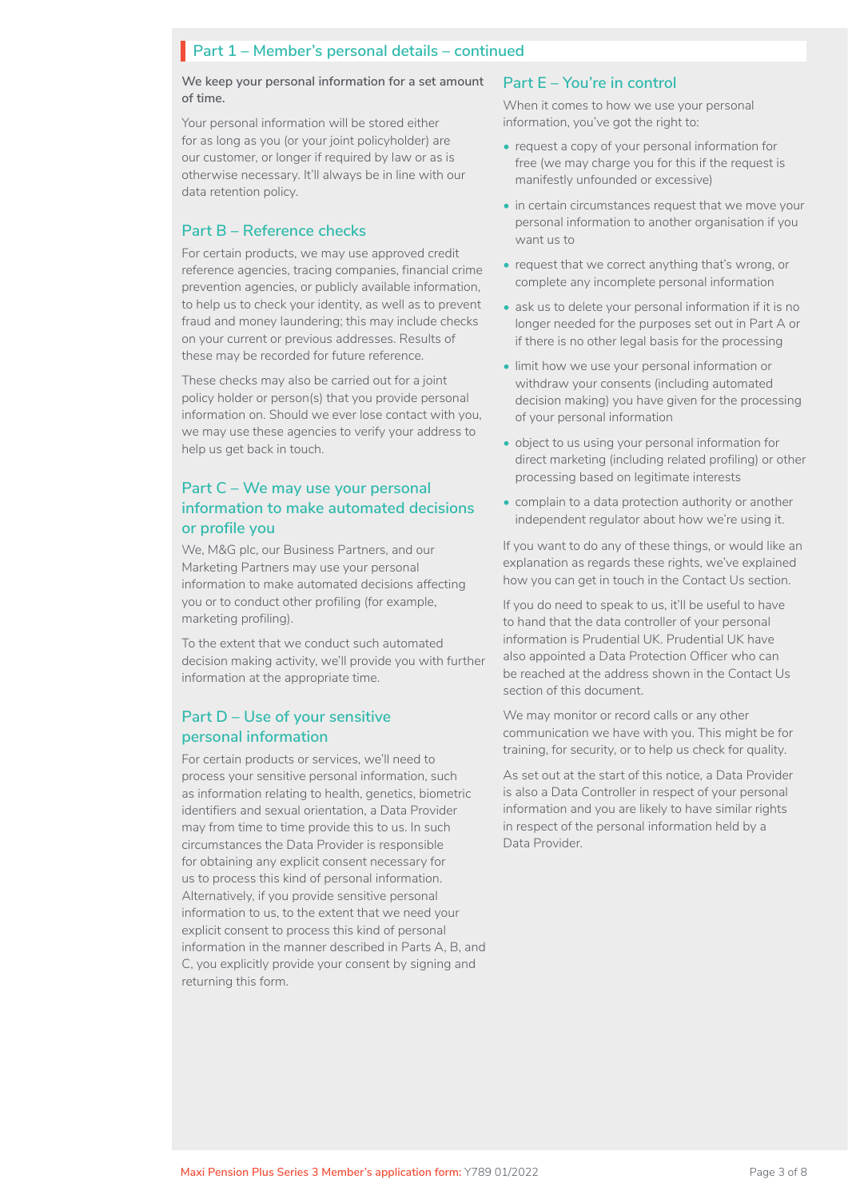## Part 1 – Member's personal details – continued

**We keep your personal information for a set amount of time.**

Your personal information will be stored either for as long as you (or your joint policyholder) are our customer, or longer if required by law or as is otherwise necessary. It'll always be in line with our data retention policy.

### Part B – Reference checks

For certain products, we may use approved credit reference agencies, tracing companies, financial crime prevention agencies, or publicly available information, to help us to check your identity, as well as to prevent fraud and money laundering; this may include checks on your current or previous addresses. Results of these may be recorded for future reference.

These checks may also be carried out for a joint policy holder or person(s) that you provide personal information on. Should we ever lose contact with you, we may use these agencies to verify your address to help us get back in touch.

### Part C – We may use your personal information to make automated decisions or profile you

We, M&G plc, our Business Partners, and our Marketing Partners may use your personal information to make automated decisions affecting you or to conduct other profiling (for example, marketing profiling).

To the extent that we conduct such automated decision making activity, we'll provide you with further information at the appropriate time.

### Part D – Use of your sensitive personal information

For certain products or services, we'll need to process your sensitive personal information, such as information relating to health, genetics, biometric identifiers and sexual orientation, a Data Provider may from time to time provide this to us. In such circumstances the Data Provider is responsible for obtaining any explicit consent necessary for us to process this kind of personal information. Alternatively, if you provide sensitive personal information to us, to the extent that we need your explicit consent to process this kind of personal information in the manner described in Parts A, B, and C, you explicitly provide your consent by signing and returning this form.

### Part E – You're in control

When it comes to how we use your personal information, you've got the right to:

- request a copy of your personal information for free (we may charge you for this if the request is manifestly unfounded or excessive)
- in certain circumstances request that we move your personal information to another organisation if you want us to
- request that we correct anything that's wrong, or complete any incomplete personal information
- ask us to delete your personal information if it is no longer needed for the purposes set out in Part A or if there is no other legal basis for the processing
- limit how we use your personal information or withdraw your consents (including automated decision making) you have given for the processing of your personal information
- object to us using your personal information for direct marketing (including related profiling) or other processing based on legitimate interests
- complain to a data protection authority or another independent regulator about how we're using it.

If you want to do any of these things, or would like an explanation as regards these rights, we've explained how you can get in touch in the Contact Us section.

If you do need to speak to us, it'll be useful to have to hand that the data controller of your personal information is Prudential UK. Prudential UK have also appointed a Data Protection Officer who can be reached at the address shown in the Contact Us section of this document.

We may monitor or record calls or any other communication we have with you. This might be for training, for security, or to help us check for quality.

As set out at the start of this notice, a Data Provider is also a Data Controller in respect of your personal information and you are likely to have similar rights in respect of the personal information held by a Data Provider.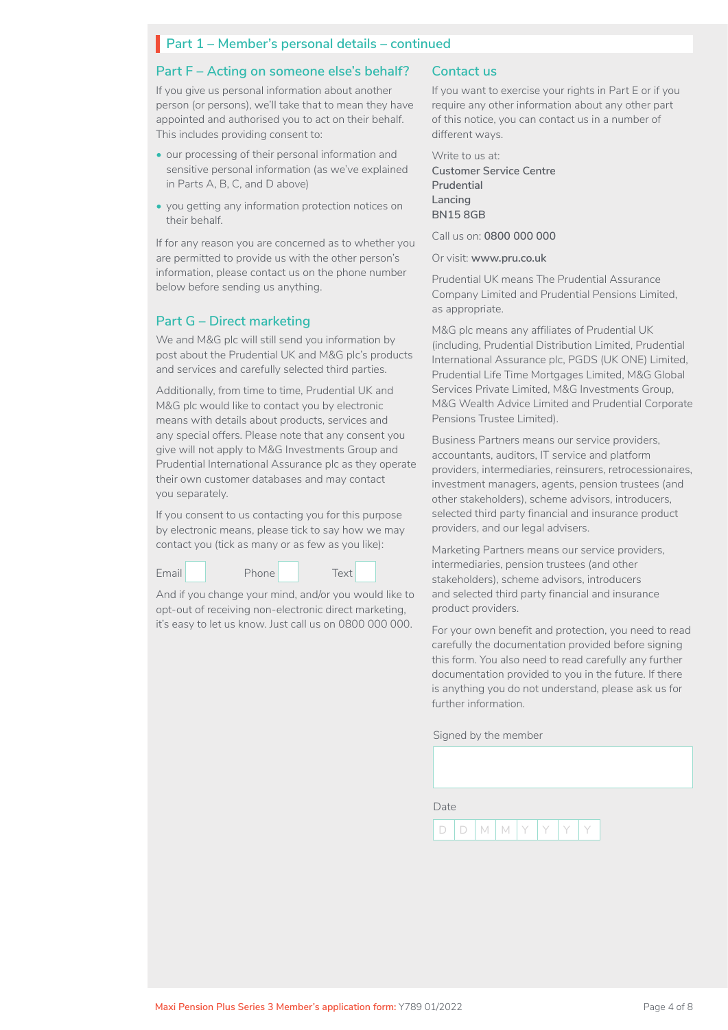## Part 1 – Member's personal details – continued

### Part F – Acting on someone else's behalf?

If you give us personal information about another person (or persons), we'll take that to mean they have appointed and authorised you to act on their behalf. This includes providing consent to:

- our processing of their personal information and sensitive personal information (as we've explained in Parts A, B, C, and D above)
- you getting any information protection notices on their behalf.

If for any reason you are concerned as to whether you are permitted to provide us with the other person's information, please contact us on the phone number below before sending us anything.

### Part G – Direct marketing

We and M&G plc will still send you information by post about the Prudential UK and M&G plc's products and services and carefully selected third parties.

Additionally, from time to time, Prudential UK and M&G plc would like to contact you by electronic means with details about products, services and any special offers. Please note that any consent you give will not apply to M&G Investments Group and Prudential International Assurance plc as they operate their own customer databases and may contact you separately.

If you consent to us contacting you for this purpose by electronic means, please tick to say how we may contact you (tick as many or as few as you like):

Email ☐ Phone ☐ Text ☐

And if you change your mind, and/or you would like to opt-out of receiving non-electronic direct marketing, it's easy to let us know. Just call us on 0800 000 000.

### Contact us

If you want to exercise your rights in Part E or if you require any other information about any other part of this notice, you can contact us in a number of different ways.

Write to us at:
**Customer Service Centre**
**Prudential**
**Lancing**
**BN15 8GB**

Call us on: **0800 000 000**

Or visit: **www.pru.co.uk**

Prudential UK means The Prudential Assurance Company Limited and Prudential Pensions Limited, as appropriate.

M&G plc means any affiliates of Prudential UK (including, Prudential Distribution Limited, Prudential International Assurance plc, PGDS (UK ONE) Limited, Prudential Life Time Mortgages Limited, M&G Global Services Private Limited, M&G Investments Group, M&G Wealth Advice Limited and Prudential Corporate Pensions Trustee Limited).

Business Partners means our service providers, accountants, auditors, IT service and platform providers, intermediaries, reinsurers, retrocessionaires, investment managers, agents, pension trustees (and other stakeholders), scheme advisors, introducers, selected third party financial and insurance product providers, and our legal advisers.

Marketing Partners means our service providers, intermediaries, pension trustees (and other stakeholders), scheme advisors, introducers and selected third party financial and insurance product providers.

For your own benefit and protection, you need to read carefully the documentation provided before signing this form. You also need to read carefully any further documentation provided to you in the future. If there is anything you do not understand, please ask us for further information.

Signed by the member

Date

| D | D | M | M | Y | Y | Y | Y |
|---|---|---|---|---|---|---|---|

Maxi Pension Plus Series 3 Member's application form: Y789 01/2022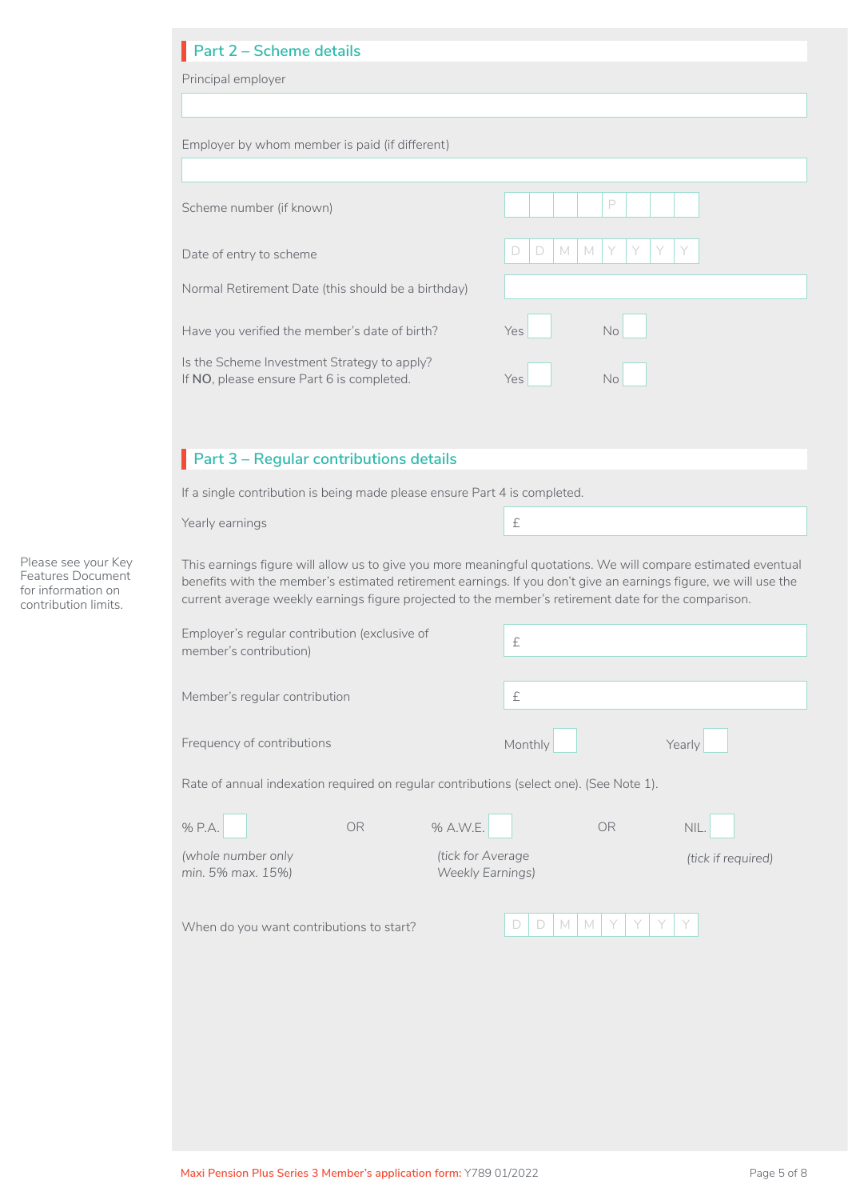## Part 2 – Scheme details

Principal employer

Employer by whom member is paid (if different)

Scheme number (if known) _ _ _ _ P _ _ _

Date of entry to scheme D D M M Y Y Y Y

Normal Retirement Date (this should be a birthday)

Have you verified the member's date of birth? Yes ☐ No ☐

Is the Scheme Investment Strategy to apply?
If **NO**, please ensure Part 6 is completed. Yes ☐ No ☐

## Part 3 – Regular contributions details

If a single contribution is being made please ensure Part 4 is completed.

Yearly earnings £

Please see your Key Features Document for information on contribution limits.

This earnings figure will allow us to give you more meaningful quotations. We will compare estimated eventual benefits with the member's estimated retirement earnings. If you don't give an earnings figure, we will use the current average weekly earnings figure projected to the member's retirement date for the comparison.

Employer's regular contribution (exclusive of member's contribution) £

Member's regular contribution £

Frequency of contributions Monthly ☐ Yearly ☐

Rate of annual indexation required on regular contributions (select one). (See Note 1).

% P.A. ☐ OR % A.W.E. ☐ OR NIL. ☐

*(whole number only min. 5% max. 15%)* *(tick for Average Weekly Earnings)* *(tick if required)*

When do you want contributions to start? D D M M Y Y Y Y

Maxi Pension Plus Series 3 Member's application form: Y789 01/2022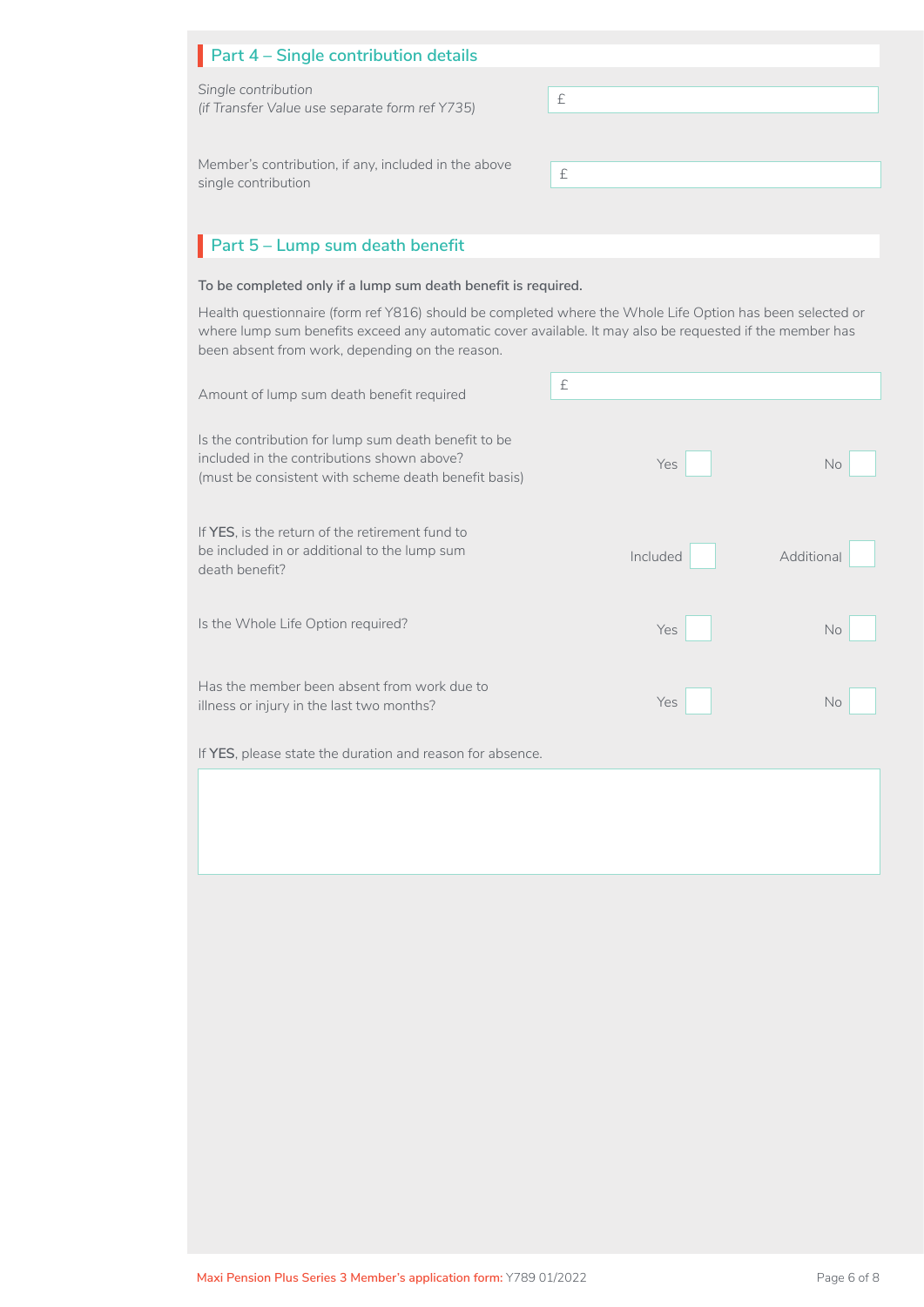## Part 4 – Single contribution details

*Single contribution*
*(if Transfer Value use separate form ref Y735)*

£

Member's contribution, if any, included in the above single contribution

£

## Part 5 – Lump sum death benefit

To be completed only if a lump sum death benefit is required.

Health questionnaire (form ref Y816) should be completed where the Whole Life Option has been selected or where lump sum benefits exceed any automatic cover available. It may also be requested if the member has been absent from work, depending on the reason.

Amount of lump sum death benefit required

£

Is the contribution for lump sum death benefit to be included in the contributions shown above? (must be consistent with scheme death benefit basis)

Yes ☐ No ☐

If **YES**, is the return of the retirement fund to be included in or additional to the lump sum death benefit?

Included ☐ Additional ☐

Is the Whole Life Option required?

Yes ☐ No ☐

Has the member been absent from work due to illness or injury in the last two months?

Yes ☐ No ☐

If **YES**, please state the duration and reason for absence.

Maxi Pension Plus Series 3 Member's application form: Y789 01/2022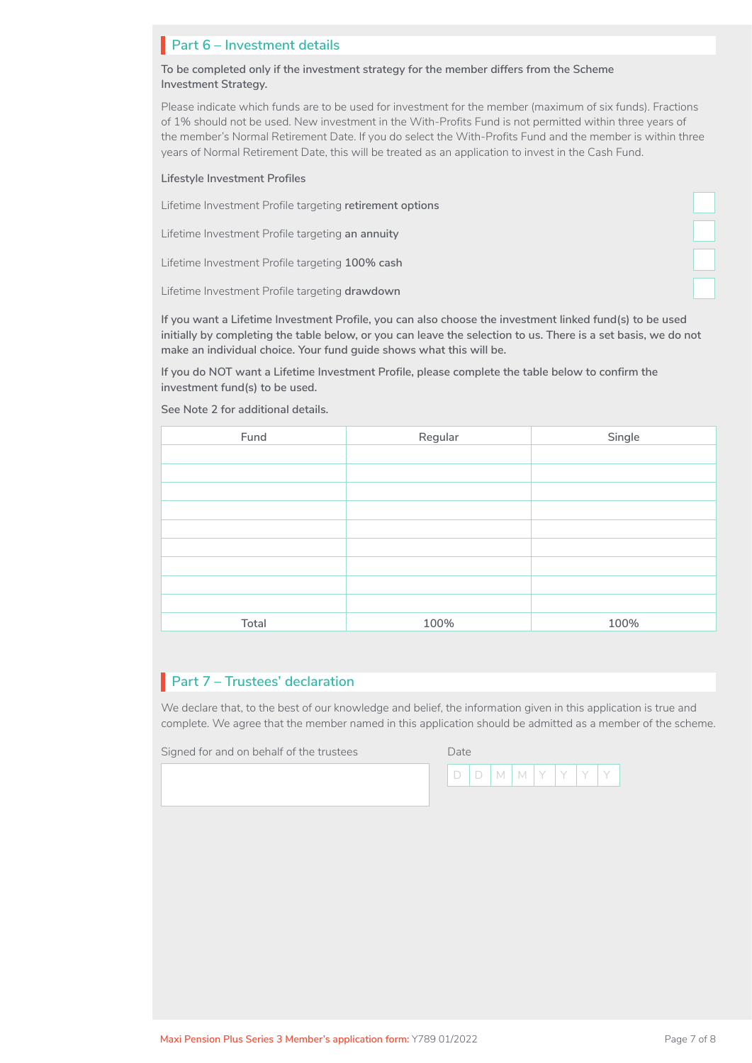## Part 6 – Investment details

**To be completed only if the investment strategy for the member differs from the Scheme Investment Strategy.**

Please indicate which funds are to be used for investment for the member (maximum of six funds). Fractions of 1% should not be used. New investment in the With-Profits Fund is not permitted within three years of the member's Normal Retirement Date. If you do select the With-Profits Fund and the member is within three years of Normal Retirement Date, this will be treated as an application to invest in the Cash Fund.

**Lifestyle Investment Profiles**

- [ ] Lifetime Investment Profile targeting **retirement options**
- [ ] Lifetime Investment Profile targeting **an annuity**
- [ ] Lifetime Investment Profile targeting **100% cash**
- [ ] Lifetime Investment Profile targeting **drawdown**

**If you want a Lifetime Investment Profile, you can also choose the investment linked fund(s) to be used initially by completing the table below, or you can leave the selection to us. There is a set basis, we do not make an individual choice. Your fund guide shows what this will be.**

**If you do NOT want a Lifetime Investment Profile, please complete the table below to confirm the investment fund(s) to be used.**

**See Note 2 for additional details.**

| Fund | Regular | Single |
|---|---|---|
| | | |
| | | |
| | | |
| | | |
| | | |
| | | |
| | | |
| | | |
| | | |
| Total | 100% | 100% |

## Part 7 – Trustees' declaration

We declare that, to the best of our knowledge and belief, the information given in this application is true and complete. We agree that the member named in this application should be admitted as a member of the scheme.

Signed for and on behalf of the trustees

Date D D M M Y Y Y Y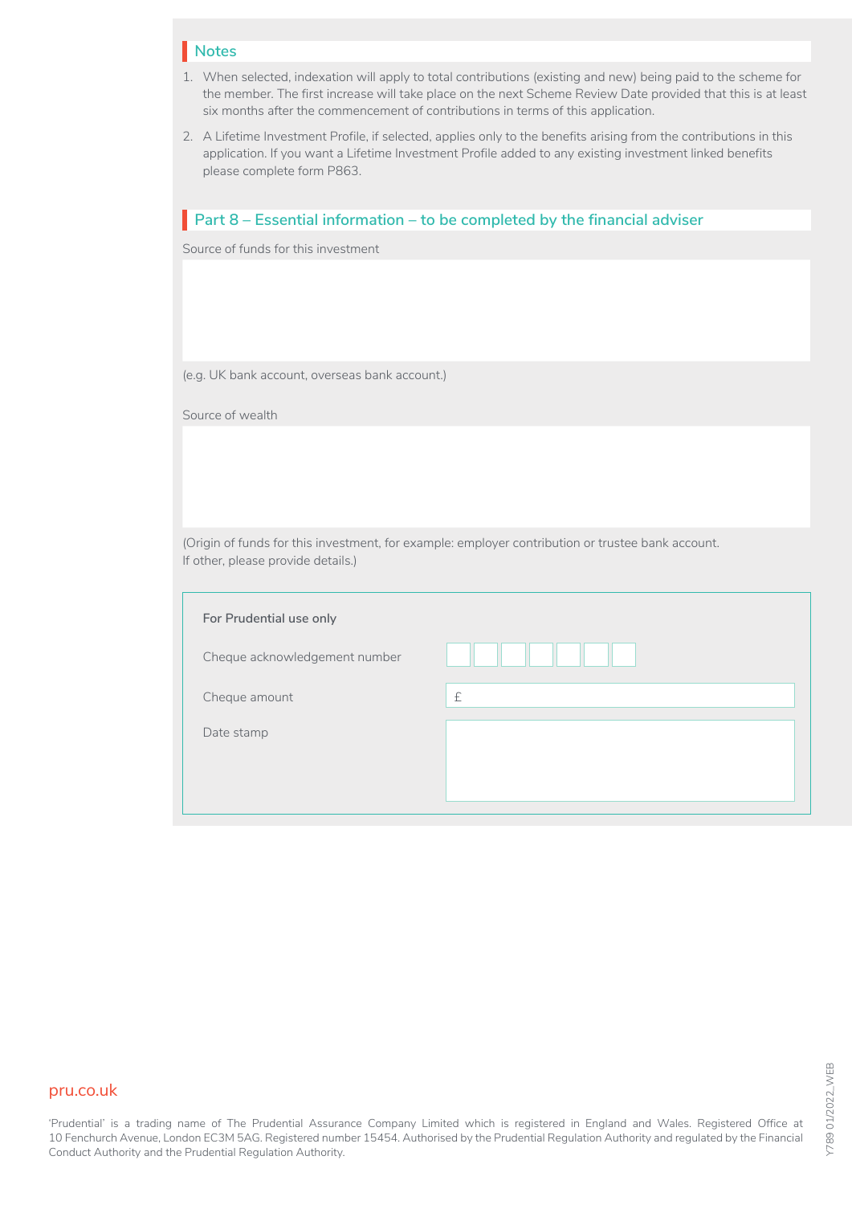## Notes

1. When selected, indexation will apply to total contributions (existing and new) being paid to the scheme for the member. The first increase will take place on the next Scheme Review Date provided that this is at least six months after the commencement of contributions in terms of this application.
2. A Lifetime Investment Profile, if selected, applies only to the benefits arising from the contributions in this application. If you want a Lifetime Investment Profile added to any existing investment linked benefits please complete form P863.

## Part 8 – Essential information – to be completed by the financial adviser

Source of funds for this investment

(e.g. UK bank account, overseas bank account.)

Source of wealth

(Origin of funds for this investment, for example: employer contribution or trustee bank account. If other, please provide details.)

**For Prudential use only**

| | |
|---|---|
| Cheque acknowledgement number | |
| Cheque amount | £ |
| Date stamp | |

pru.co.uk

'Prudential' is a trading name of The Prudential Assurance Company Limited which is registered in England and Wales. Registered Office at 10 Fenchurch Avenue, London EC3M 5AG. Registered number 15454. Authorised by the Prudential Regulation Authority and regulated by the Financial Conduct Authority and the Prudential Regulation Authority.

Y789 01/2022_WEB